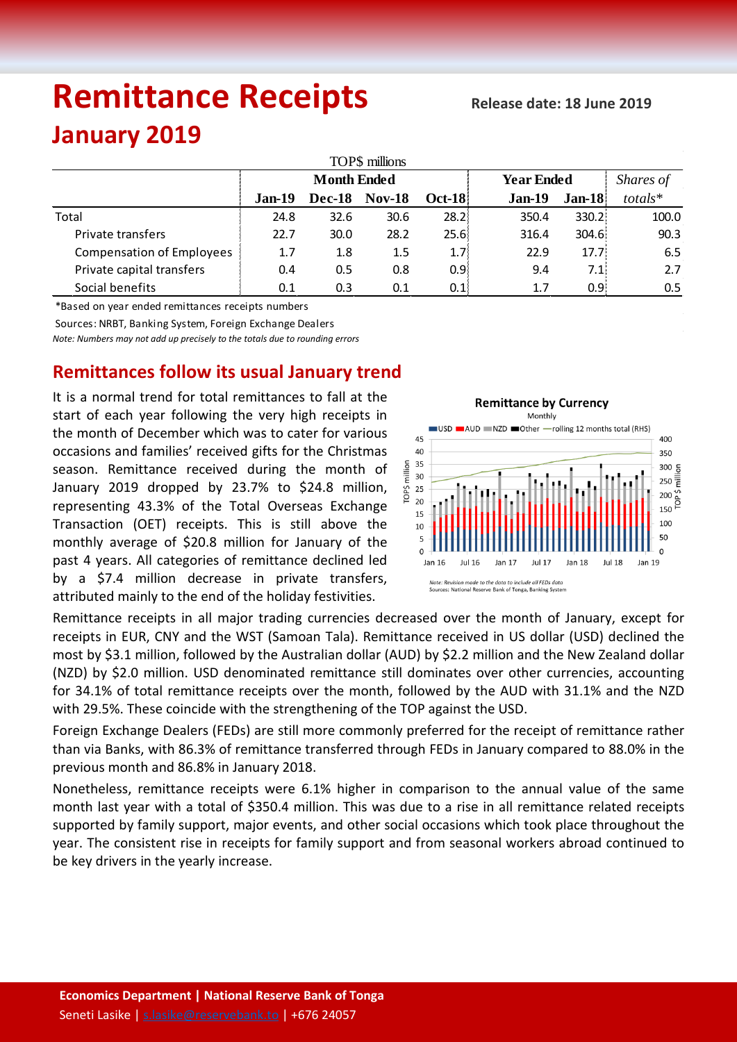# Remittance Receipts

**Release date: 18 June 2019**

## January 2019

TOP$ millions

| | Month Ended | | | | Year Ended | | *Shares of* |
|---|---|---|---|---|---|---|---|
| | **Jan-19** | **Dec-18** | **Nov-18** | **Oct-18** | **Jan-19** | **Jan-18** | *totals** |
| Total | 24.8 | 32.6 | 30.6 | 28.2 | 350.4 | 330.2 | 100.0 |
| Private transfers | 22.7 | 30.0 | 28.2 | 25.6 | 316.4 | 304.6 | 90.3 |
| Compensation of Employees | 1.7 | 1.8 | 1.5 | 1.7 | 22.9 | 17.7 | 6.5 |
| Private capital transfers | 0.4 | 0.5 | 0.8 | 0.9 | 9.4 | 7.1 | 2.7 |
| Social benefits | 0.1 | 0.3 | 0.1 | 0.1 | 1.7 | 0.9 | 0.5 |

*Based on year ended remittances receipts numbers

Sources: NRBT, Banking System, Foreign Exchange Dealers

*Note: Numbers may not add up precisely to the totals due to rounding errors*

## Remittances follow its usual January trend

It is a normal trend for total remittances to fall at the start of each year following the very high receipts in the month of December which was to cater for various occasions and families' received gifts for the Christmas season. Remittance received during the month of January 2019 dropped by 23.7% to $24.8 million, representing 43.3% of the Total Overseas Exchange Transaction (OET) receipts. This is still above the monthly average of $20.8 million for January of the past 4 years. All categories of remittance declined led by a $7.4 million decrease in private transfers, attributed mainly to the end of the holiday festivities.

**Remittance by Currency**

Monthly

*Note: Revision made to the data to include all FEDs data*
Sources: National Reserve Bank of Tonga, Banking System

Remittance receipts in all major trading currencies decreased over the month of January, except for receipts in EUR, CNY and the WST (Samoan Tala). Remittance received in US dollar (USD) declined the most by $3.1 million, followed by the Australian dollar (AUD) by $2.2 million and the New Zealand dollar (NZD) by $2.0 million. USD denominated remittance still dominates over other currencies, accounting for 34.1% of total remittance receipts over the month, followed by the AUD with 31.1% and the NZD with 29.5%. These coincide with the strengthening of the TOP against the USD.

Foreign Exchange Dealers (FEDs) are still more commonly preferred for the receipt of remittance rather than via Banks, with 86.3% of remittance transferred through FEDs in January compared to 88.0% in the previous month and 86.8% in January 2018.

Nonetheless, remittance receipts were 6.1% higher in comparison to the annual value of the same month last year with a total of $350.4 million. This was due to a rise in all remittance related receipts supported by family support, major events, and other social occasions which took place throughout the year. The consistent rise in receipts for family support and from seasonal workers abroad continued to be key drivers in the yearly increase.

**Economics Department | National Reserve Bank of Tonga**
Seneti Lasike | s.lasike@reservebank.to | +676 24057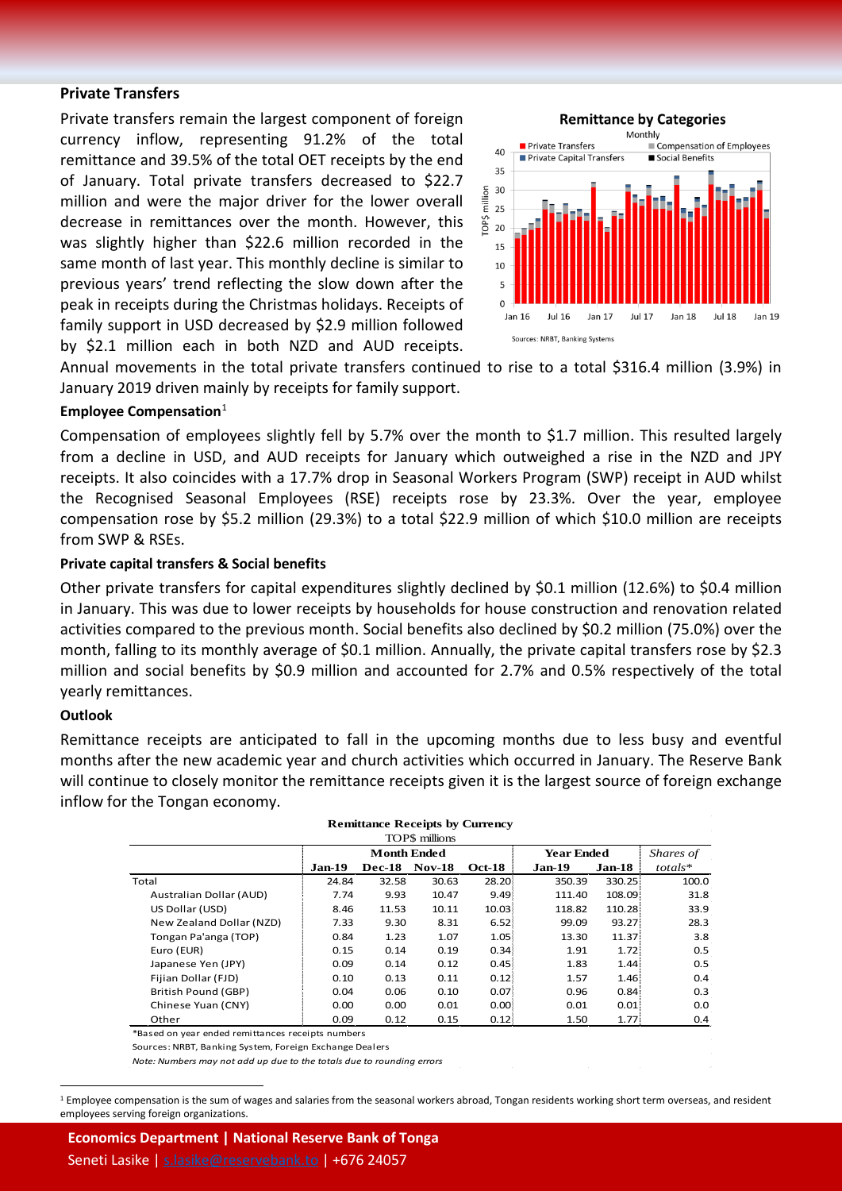## Private Transfers

Private transfers remain the largest component of foreign currency inflow, representing 91.2% of the total remittance and 39.5% of the total OET receipts by the end of January. Total private transfers decreased to $22.7 million and were the major driver for the lower overall decrease in remittances over the month. However, this was slightly higher than $22.6 million recorded in the same month of last year. This monthly decline is similar to previous years' trend reflecting the slow down after the peak in receipts during the Christmas holidays. Receipts of family support in USD decreased by $2.9 million followed by $2.1 million each in both NZD and AUD receipts. Annual movements in the total private transfers continued to rise to a total $316.4 million (3.9%) in January 2019 driven mainly by receipts for family support.

**Remittance by Categories**

Monthly

Private Transfers
Compensation of Employees
Private Capital Transfers
Social Benefits

TOP$ million

40
35
30
25
20
15
10
5
0

Jan 16
Jul 16
Jan 17
Jul 17
Jan 18
Jul 18
Jan 19

Sources: NRBT, Banking Systems

## Employee Compensation[1]

Compensation of employees slightly fell by 5.7% over the month to $1.7 million. This resulted largely from a decline in USD, and AUD receipts for January which outweighed a rise in the NZD and JPY receipts. It also coincides with a 17.7% drop in Seasonal Workers Program (SWP) receipt in AUD whilst the Recognised Seasonal Employees (RSE) receipts rose by 23.3%. Over the year, employee compensation rose by $5.2 million (29.3%) to a total $22.9 million of which $10.0 million are receipts from SWP & RSEs.

## Private capital transfers & Social benefits

Other private transfers for capital expenditures slightly declined by $0.1 million (12.6%) to $0.4 million in January. This was due to lower receipts by households for house construction and renovation related activities compared to the previous month. Social benefits also declined by $0.2 million (75.0%) over the month, falling to its monthly average of $0.1 million. Annually, the private capital transfers rose by $2.3 million and social benefits by $0.9 million and accounted for 2.7% and 0.5% respectively of the total yearly remittances.

## Outlook

Remittance receipts are anticipated to fall in the upcoming months due to less busy and eventful months after the new academic year and church activities which occurred in January. The Reserve Bank will continue to closely monitor the remittance receipts given it is the largest source of foreign exchange inflow for the Tongan economy.

**Remittance Receipts by Currency**

TOP$ millions

| | Month Ended | | | | Year Ended | | *Shares of* |
|---|---|---|---|---|---|---|---|
| | **Jan-19** | **Dec-18** | **Nov-18** | **Oct-18** | **Jan-19** | **Jan-18** | *totals\** |
| Total | 24.84 | 32.58 | 30.63 | 28.20 | 350.39 | 330.25 | 100.0 |
| Australian Dollar (AUD) | 7.74 | 9.93 | 10.47 | 9.49 | 111.40 | 108.09 | 31.8 |
| US Dollar (USD) | 8.46 | 11.53 | 10.11 | 10.03 | 118.82 | 110.28 | 33.9 |
| New Zealand Dollar (NZD) | 7.33 | 9.30 | 8.31 | 6.52 | 99.09 | 93.27 | 28.3 |
| Tongan Pa'anga (TOP) | 0.84 | 1.23 | 1.07 | 1.05 | 13.30 | 11.37 | 3.8 |
| Euro (EUR) | 0.15 | 0.14 | 0.19 | 0.34 | 1.91 | 1.72 | 0.5 |
| Japanese Yen (JPY) | 0.09 | 0.14 | 0.12 | 0.45 | 1.83 | 1.44 | 0.5 |
| Fijian Dollar (FJD) | 0.10 | 0.13 | 0.11 | 0.12 | 1.57 | 1.46 | 0.4 |
| British Pound (GBP) | 0.04 | 0.06 | 0.10 | 0.07 | 0.96 | 0.84 | 0.3 |
| Chinese Yuan (CNY) | 0.00 | 0.00 | 0.01 | 0.00 | 0.01 | 0.01 | 0.0 |
| Other | 0.09 | 0.12 | 0.15 | 0.12 | 1.50 | 1.77 | 0.4 |

\*Based on year ended remittances receipts numbers

Sources: NRBT, Banking System, Foreign Exchange Dealers

*Note: Numbers may not add up due to the totals due to rounding errors*

[1] Employee compensation is the sum of wages and salaries from the seasonal workers abroad, Tongan residents working short term overseas, and resident employees serving foreign organizations.

**Economics Department | National Reserve Bank of Tonga**

Seneti Lasike | s.lasike@reservebank.to | +676 24057